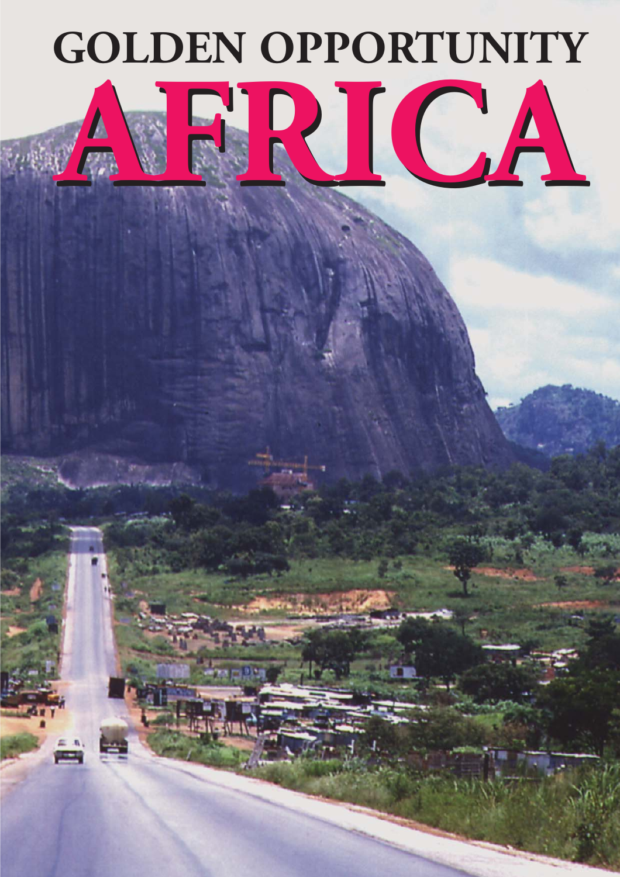# GOLDEN OPPORTUNITY

# AFRICA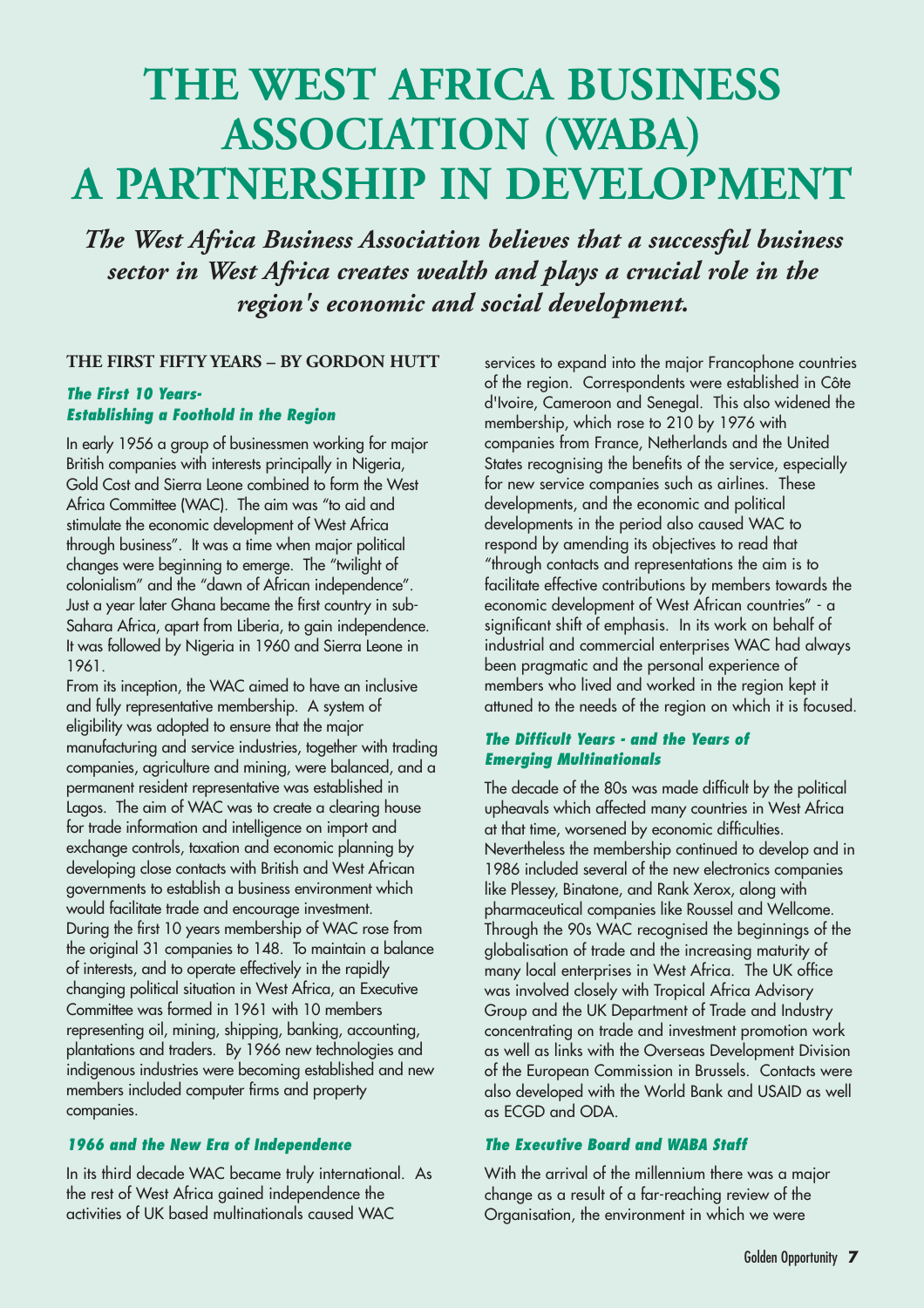# THE WEST AFRICA BUSINESS ASSOCIATION (WABA) A PARTNERSHIP IN DEVELOPMENT

***The West Africa Business Association believes that a successful business sector in West Africa creates wealth and plays a crucial role in the region's economic and social development.***

## THE FIRST FIFTY YEARS – BY GORDON HUTT

### *The First 10 Years- Establishing a Foothold in the Region*

In early 1956 a group of businessmen working for major British companies with interests principally in Nigeria, Gold Cost and Sierra Leone combined to form the West Africa Committee (WAC). The aim was "to aid and stimulate the economic development of West Africa through business". It was a time when major political changes were beginning to emerge. The "twilight of colonialism" and the "dawn of African independence". Just a year later Ghana became the first country in sub-Sahara Africa, apart from Liberia, to gain independence. It was followed by Nigeria in 1960 and Sierra Leone in 1961.

From its inception, the WAC aimed to have an inclusive and fully representative membership. A system of eligibility was adopted to ensure that the major manufacturing and service industries, together with trading companies, agriculture and mining, were balanced, and a permanent resident representative was established in Lagos. The aim of WAC was to create a clearing house for trade information and intelligence on import and exchange controls, taxation and economic planning by developing close contacts with British and West African governments to establish a business environment which would facilitate trade and encourage investment.

During the first 10 years membership of WAC rose from the original 31 companies to 148. To maintain a balance of interests, and to operate effectively in the rapidly changing political situation in West Africa, an Executive Committee was formed in 1961 with 10 members representing oil, mining, shipping, banking, accounting, plantations and traders. By 1966 new technologies and indigenous industries were becoming established and new members included computer firms and property companies.

### *1966 and the New Era of Independence*

In its third decade WAC became truly international. As the rest of West Africa gained independence the activities of UK based multinationals caused WAC services to expand into the major Francophone countries of the region. Correspondents were established in Côte d'Ivoire, Cameroon and Senegal. This also widened the membership, which rose to 210 by 1976 with companies from France, Netherlands and the United States recognising the benefits of the service, especially for new service companies such as airlines. These developments, and the economic and political developments in the period also caused WAC to respond by amending its objectives to read that "through contacts and representations the aim is to facilitate effective contributions by members towards the economic development of West African countries" - a significant shift of emphasis. In its work on behalf of industrial and commercial enterprises WAC had always been pragmatic and the personal experience of members who lived and worked in the region kept it attuned to the needs of the region on which it is focused.

### *The Difficult Years - and the Years of Emerging Multinationals*

The decade of the 80s was made difficult by the political upheavals which affected many countries in West Africa at that time, worsened by economic difficulties. Nevertheless the membership continued to develop and in 1986 included several of the new electronics companies like Plessey, Binatone, and Rank Xerox, along with pharmaceutical companies like Roussel and Wellcome. Through the 90s WAC recognised the beginnings of the globalisation of trade and the increasing maturity of many local enterprises in West Africa. The UK office was involved closely with Tropical Africa Advisory Group and the UK Department of Trade and Industry concentrating on trade and investment promotion work as well as links with the Overseas Development Division of the European Commission in Brussels. Contacts were also developed with the World Bank and USAID as well as ECGD and ODA.

### *The Executive Board and WABA Staff*

With the arrival of the millennium there was a major change as a result of a far-reaching review of the Organisation, the environment in which we were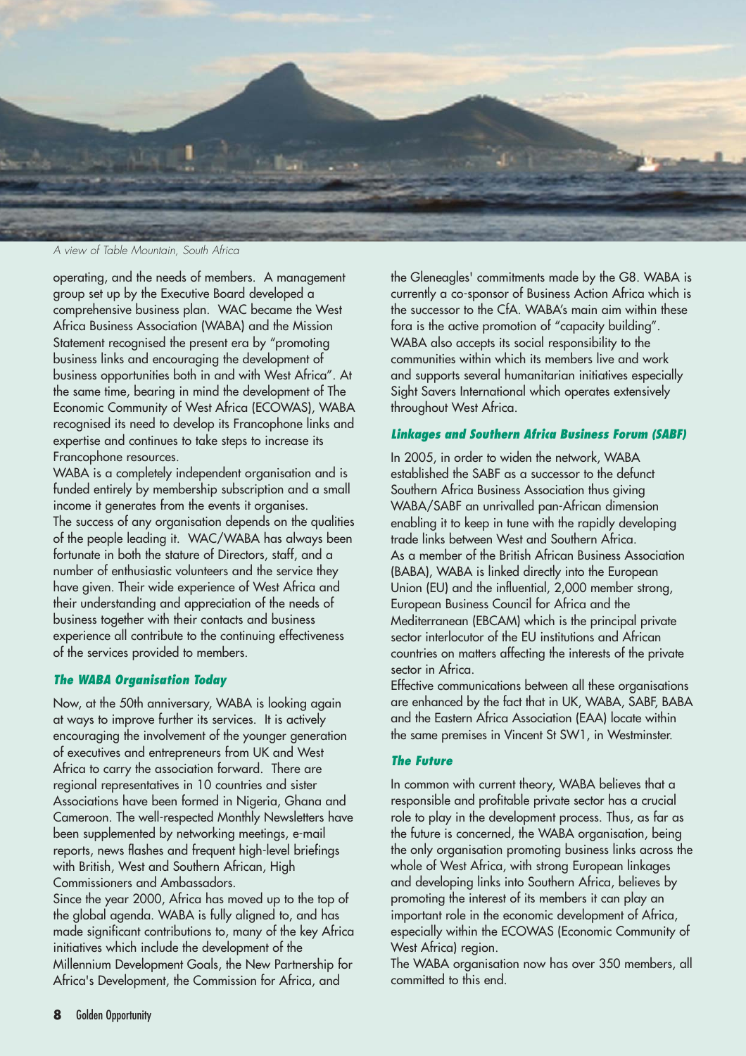A view of Table Mountain, South Africa

operating, and the needs of members. A management group set up by the Executive Board developed a comprehensive business plan. WAC became the West Africa Business Association (WABA) and the Mission Statement recognised the present era by "promoting business links and encouraging the development of business opportunities both in and with West Africa". At the same time, bearing in mind the development of The Economic Community of West Africa (ECOWAS), WABA recognised its need to develop its Francophone links and expertise and continues to take steps to increase its Francophone resources.

WABA is a completely independent organisation and is funded entirely by membership subscription and a small income it generates from the events it organises.

The success of any organisation depends on the qualities of the people leading it. WAC/WABA has always been fortunate in both the stature of Directors, staff, and a number of enthusiastic volunteers and the service they have given. Their wide experience of West Africa and their understanding and appreciation of the needs of business together with their contacts and business experience all contribute to the continuing effectiveness of the services provided to members.

### *The WABA Organisation Today*

Now, at the 50th anniversary, WABA is looking again at ways to improve further its services. It is actively encouraging the involvement of the younger generation of executives and entrepreneurs from UK and West Africa to carry the association forward. There are regional representatives in 10 countries and sister Associations have been formed in Nigeria, Ghana and Cameroon. The well-respected Monthly Newsletters have been supplemented by networking meetings, e-mail reports, news flashes and frequent high-level briefings with British, West and Southern African, High Commissioners and Ambassadors.

Since the year 2000, Africa has moved up to the top of the global agenda. WABA is fully aligned to, and has made significant contributions to, many of the key Africa initiatives which include the development of the Millennium Development Goals, the New Partnership for Africa's Development, the Commission for Africa, and the Gleneagles' commitments made by the G8. WABA is currently a co-sponsor of Business Action Africa which is the successor to the CfA. WABA's main aim within these fora is the active promotion of "capacity building". WABA also accepts its social responsibility to the communities within which its members live and work and supports several humanitarian initiatives especially Sight Savers International which operates extensively throughout West Africa.

### *Linkages and Southern Africa Business Forum (SABF)*

In 2005, in order to widen the network, WABA established the SABF as a successor to the defunct Southern Africa Business Association thus giving WABA/SABF an unrivalled pan-African dimension enabling it to keep in tune with the rapidly developing trade links between West and Southern Africa.

As a member of the British African Business Association (BABA), WABA is linked directly into the European Union (EU) and the influential, 2,000 member strong, European Business Council for Africa and the Mediterranean (EBCAM) which is the principal private sector interlocutor of the EU institutions and African countries on matters affecting the interests of the private sector in Africa.

Effective communications between all these organisations are enhanced by the fact that in UK, WABA, SABF, BABA and the Eastern Africa Association (EAA) locate within the same premises in Vincent St SW1, in Westminster.

### *The Future*

In common with current theory, WABA believes that a responsible and profitable private sector has a crucial role to play in the development process. Thus, as far as the future is concerned, the WABA organisation, being the only organisation promoting business links across the whole of West Africa, with strong European linkages and developing links into Southern Africa, believes by promoting the interest of its members it can play an important role in the economic development of Africa, especially within the ECOWAS (Economic Community of West Africa) region.

The WABA organisation now has over 350 members, all committed to this end.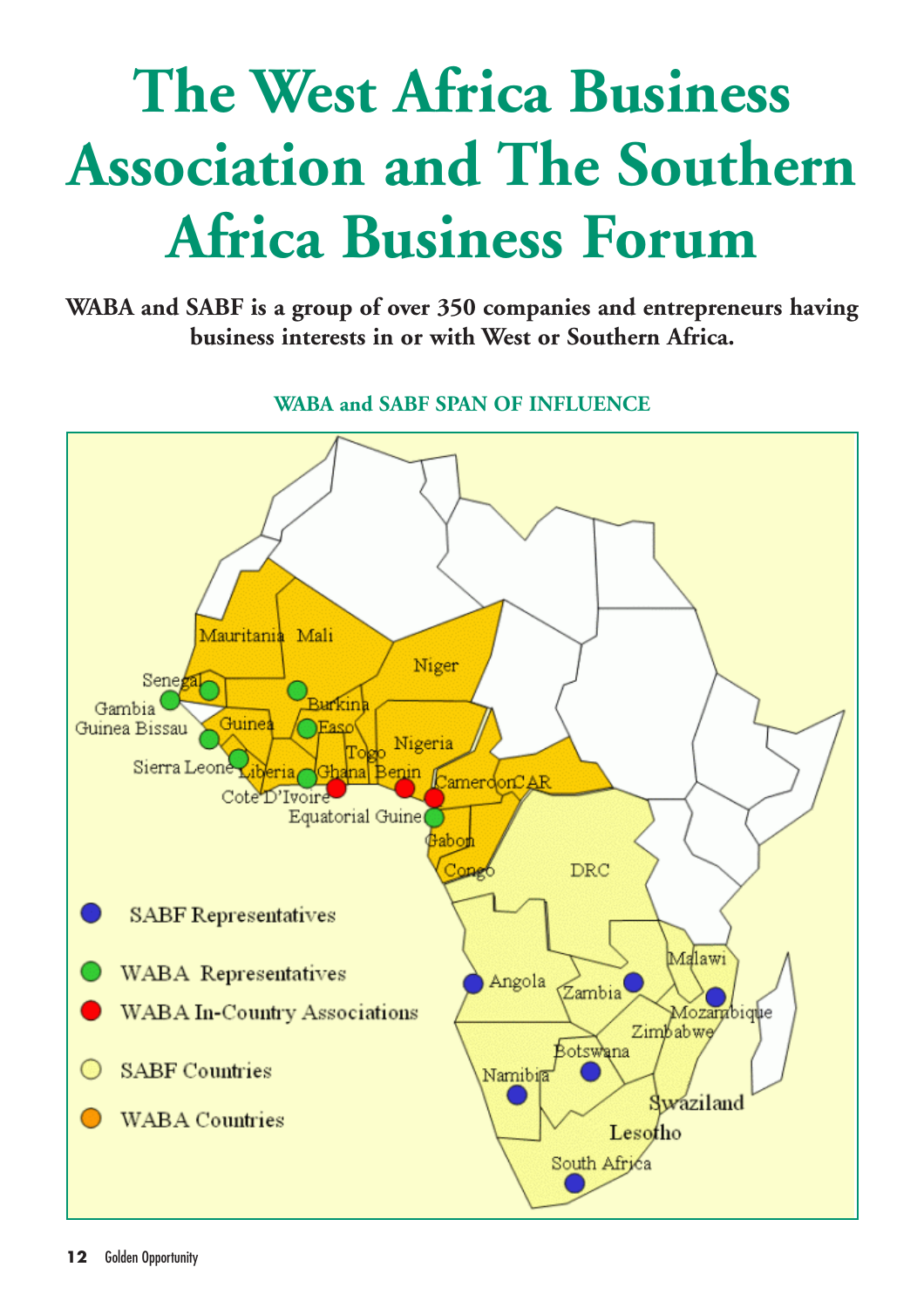# The West Africa Business Association and The Southern Africa Business Forum

**WABA and SABF is a group of over 350 companies and entrepreneurs having business interests in or with West or Southern Africa.**

**WABA and SABF SPAN OF INFLUENCE**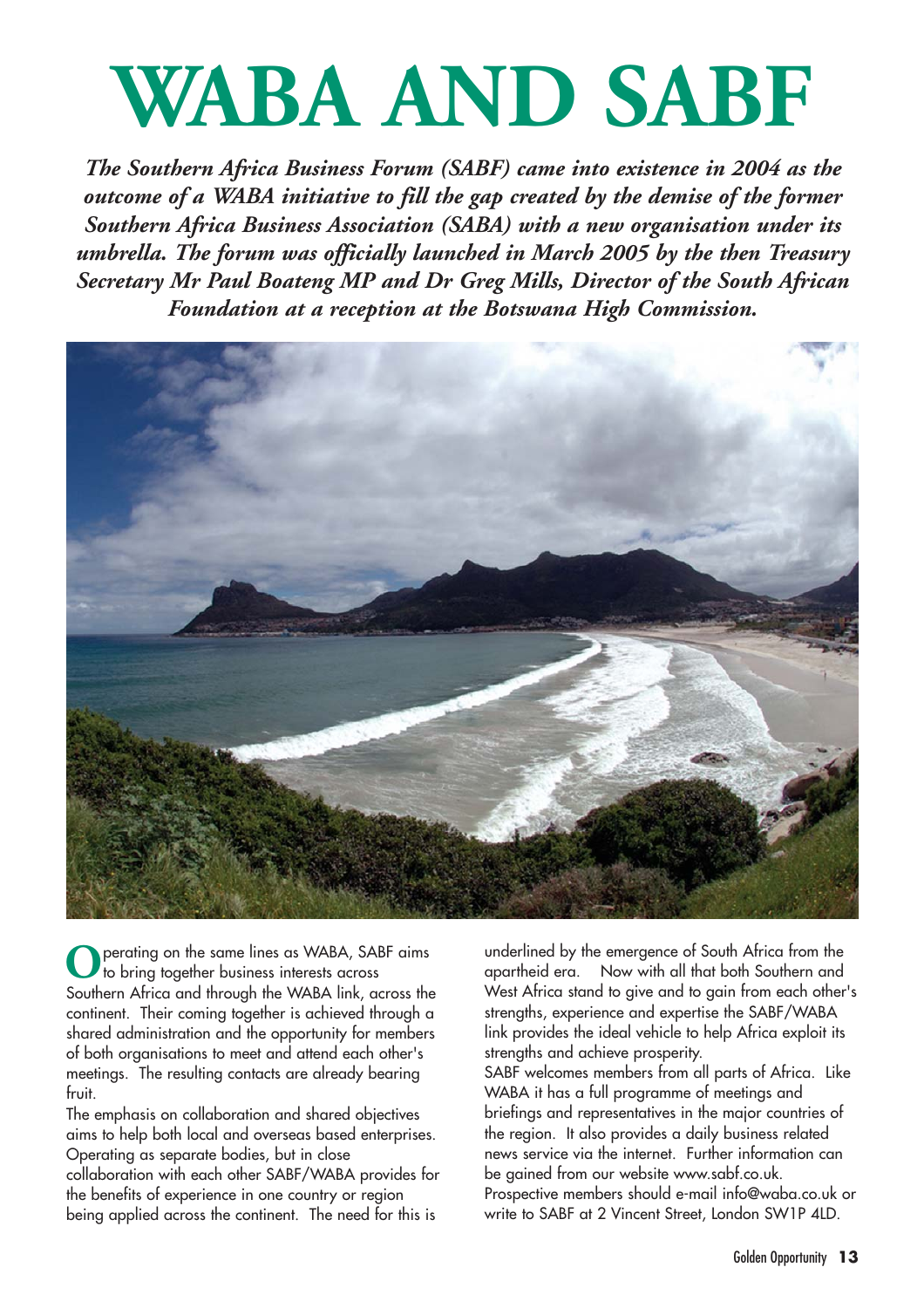# WABA AND SABF

***The Southern Africa Business Forum (SABF) came into existence in 2004 as the outcome of a WABA initiative to fill the gap created by the demise of the former Southern Africa Business Association (SABA) with a new organisation under its umbrella. The forum was officially launched in March 2005 by the then Treasury Secretary Mr Paul Boateng MP and Dr Greg Mills, Director of the South African Foundation at a reception at the Botswana High Commission.***

Operating on the same lines as WABA, SABF aims to bring together business interests across Southern Africa and through the WABA link, across the continent. Their coming together is achieved through a shared administration and the opportunity for members of both organisations to meet and attend each other's meetings. The resulting contacts are already bearing fruit.

The emphasis on collaboration and shared objectives aims to help both local and overseas based enterprises. Operating as separate bodies, but in close collaboration with each other SABF/WABA provides for the benefits of experience in one country or region being applied across the continent. The need for this is underlined by the emergence of South Africa from the apartheid era. Now with all that both Southern and West Africa stand to give and to gain from each other's strengths, experience and expertise the SABF/WABA link provides the ideal vehicle to help Africa exploit its strengths and achieve prosperity.

SABF welcomes members from all parts of Africa. Like WABA it has a full programme of meetings and briefings and representatives in the major countries of the region. It also provides a daily business related news service via the internet. Further information can be gained from our website www.sabf.co.uk.

Prospective members should e-mail info@waba.co.uk or write to SABF at 2 Vincent Street, London SW1P 4LD.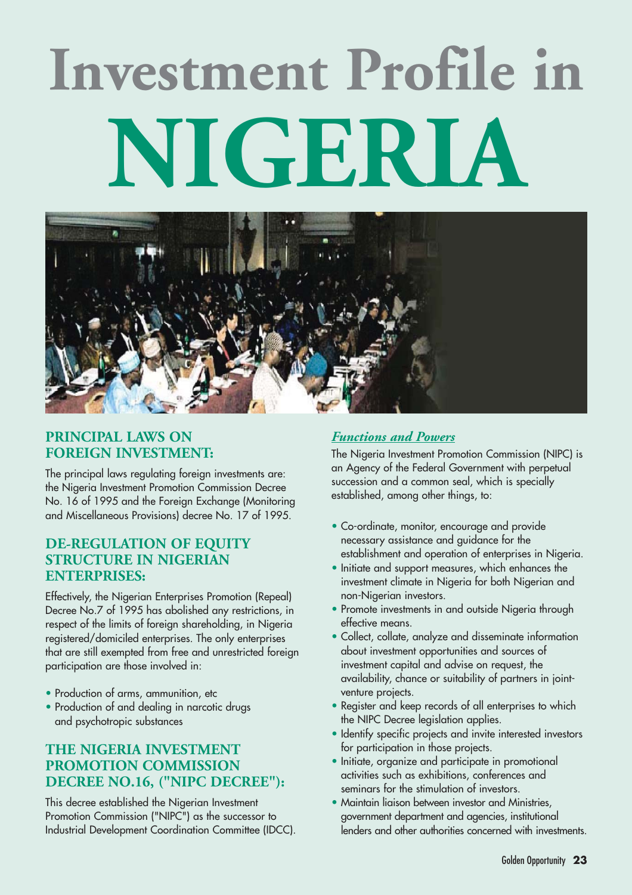# Investment Profile in NIGERIA

## PRINCIPAL LAWS ON FOREIGN INVESTMENT:

The principal laws regulating foreign investments are: the Nigeria Investment Promotion Commission Decree No. 16 of 1995 and the Foreign Exchange (Monitoring and Miscellaneous Provisions) decree No. 17 of 1995.

## DE-REGULATION OF EQUITY STRUCTURE IN NIGERIAN ENTERPRISES:

Effectively, the Nigerian Enterprises Promotion (Repeal) Decree No.7 of 1995 has abolished any restrictions, in respect of the limits of foreign shareholding, in Nigeria registered/domiciled enterprises. The only enterprises that are still exempted from free and unrestricted foreign participation are those involved in:

- Production of arms, ammunition, etc
- Production of and dealing in narcotic drugs and psychotropic substances

## THE NIGERIA INVESTMENT PROMOTION COMMISSION DECREE NO.16, ("NIPC DECREE"):

This decree established the Nigerian Investment Promotion Commission ("NIPC") as the successor to Industrial Development Coordination Committee (IDCC).

### *Functions and Powers*

The Nigeria Investment Promotion Commission (NIPC) is an Agency of the Federal Government with perpetual succession and a common seal, which is specially established, among other things, to:

- Co-ordinate, monitor, encourage and provide necessary assistance and guidance for the establishment and operation of enterprises in Nigeria.
- Initiate and support measures, which enhances the investment climate in Nigeria for both Nigerian and non-Nigerian investors.
- Promote investments in and outside Nigeria through effective means.
- Collect, collate, analyze and disseminate information about investment opportunities and sources of investment capital and advise on request, the availability, chance or suitability of partners in joint-venture projects.
- Register and keep records of all enterprises to which the NIPC Decree legislation applies.
- Identify specific projects and invite interested investors for participation in those projects.
- Initiate, organize and participate in promotional activities such as exhibitions, conferences and seminars for the stimulation of investors.
- Maintain liaison between investor and Ministries, government department and agencies, institutional lenders and other authorities concerned with investments.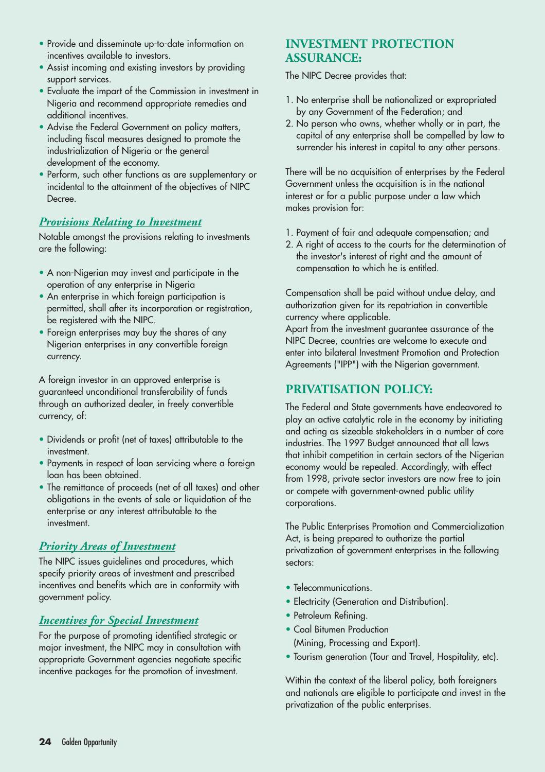- Provide and disseminate up-to-date information on incentives available to investors.
- Assist incoming and existing investors by providing support services.
- Evaluate the impart of the Commission in investment in Nigeria and recommend appropriate remedies and additional incentives.
- Advise the Federal Government on policy matters, including fiscal measures designed to promote the industrialization of Nigeria or the general development of the economy.
- Perform, such other functions as are supplementary or incidental to the attainment of the objectives of NIPC Decree.

### *Provisions Relating to Investment*

Notable amongst the provisions relating to investments are the following:

- A non-Nigerian may invest and participate in the operation of any enterprise in Nigeria
- An enterprise in which foreign participation is permitted, shall after its incorporation or registration, be registered with the NIPC.
- Foreign enterprises may buy the shares of any Nigerian enterprises in any convertible foreign currency.

A foreign investor in an approved enterprise is guaranteed unconditional transferability of funds through an authorized dealer, in freely convertible currency, of:

- Dividends or profit (net of taxes) attributable to the investment.
- Payments in respect of loan servicing where a foreign loan has been obtained.
- The remittance of proceeds (net of all taxes) and other obligations in the events of sale or liquidation of the enterprise or any interest attributable to the investment.

### *Priority Areas of Investment*

The NIPC issues guidelines and procedures, which specify priority areas of investment and prescribed incentives and benefits which are in conformity with government policy.

### *Incentives for Special Investment*

For the purpose of promoting identified strategic or major investment, the NIPC may in consultation with appropriate Government agencies negotiate specific incentive packages for the promotion of investment.

## INVESTMENT PROTECTION ASSURANCE:

The NIPC Decree provides that:

1. No enterprise shall be nationalized or expropriated by any Government of the Federation; and
2. No person who owns, whether wholly or in part, the capital of any enterprise shall be compelled by law to surrender his interest in capital to any other persons.

There will be no acquisition of enterprises by the Federal Government unless the acquisition is in the national interest or for a public purpose under a law which makes provision for:

1. Payment of fair and adequate compensation; and
2. A right of access to the courts for the determination of the investor's interest of right and the amount of compensation to which he is entitled.

Compensation shall be paid without undue delay, and authorization given for its repatriation in convertible currency where applicable.
Apart from the investment guarantee assurance of the NIPC Decree, countries are welcome to execute and enter into bilateral Investment Promotion and Protection Agreements ("IPP") with the Nigerian government.

## PRIVATISATION POLICY:

The Federal and State governments have endeavored to play an active catalytic role in the economy by initiating and acting as sizeable stakeholders in a number of core industries. The 1997 Budget announced that all laws that inhibit competition in certain sectors of the Nigerian economy would be repealed. Accordingly, with effect from 1998, private sector investors are now free to join or compete with government-owned public utility corporations.

The Public Enterprises Promotion and Commercialization Act, is being prepared to authorize the partial privatization of government enterprises in the following sectors:

- Telecommunications.
- Electricity (Generation and Distribution).
- Petroleum Refining.
- Coal Bitumen Production (Mining, Processing and Export).
- Tourism generation (Tour and Travel, Hospitality, etc).

Within the context of the liberal policy, both foreigners and nationals are eligible to participate and invest in the privatization of the public enterprises.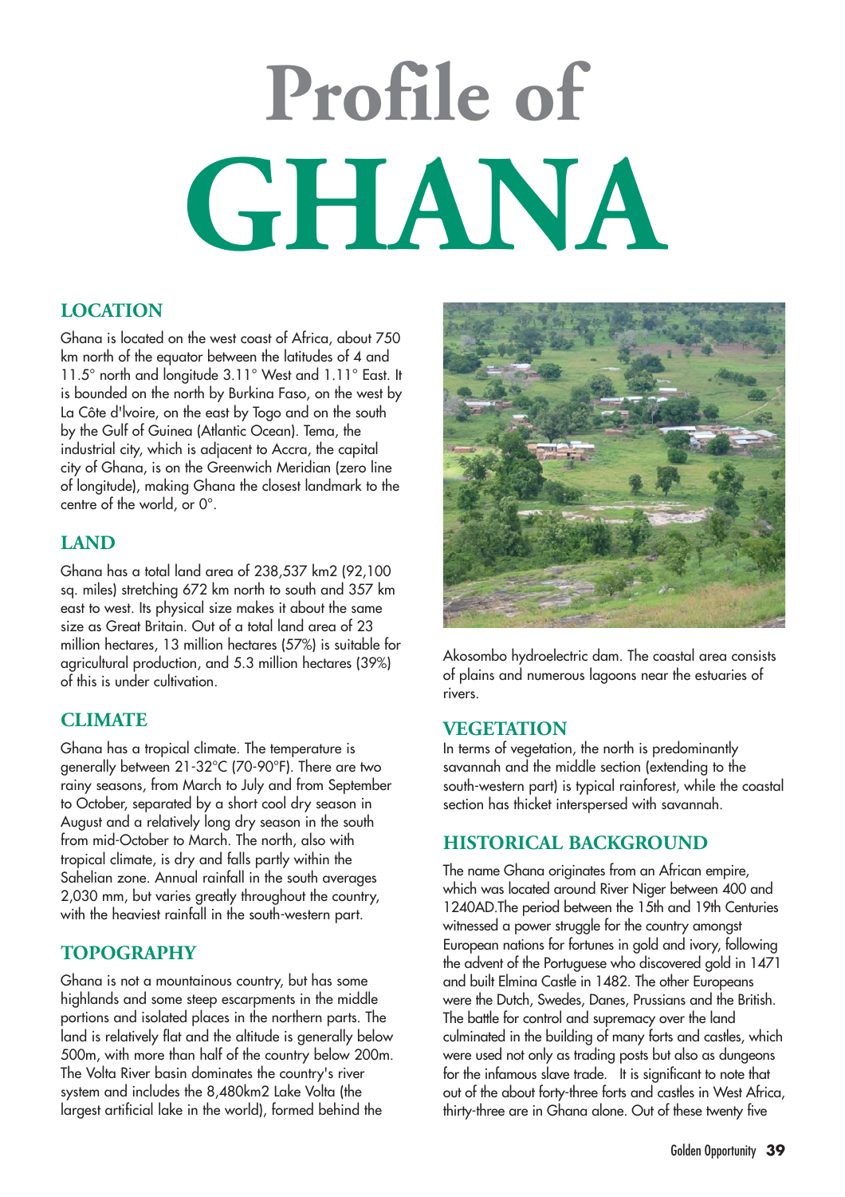# Profile of GHANA

## LOCATION

Ghana is located on the west coast of Africa, about 750 km north of the equator between the latitudes of 4 and 11.5° north and longitude 3.11° West and 1.11° East. It is bounded on the north by Burkina Faso, on the west by La Côte d'lvoire, on the east by Togo and on the south by the Gulf of Guinea (Atlantic Ocean). Tema, the industrial city, which is adjacent to Accra, the capital city of Ghana, is on the Greenwich Meridian (zero line of longitude), making Ghana the closest landmark to the centre of the world, or 0°.

## LAND

Ghana has a total land area of 238,537 km2 (92,100 sq. miles) stretching 672 km north to south and 357 km east to west. Its physical size makes it about the same size as Great Britain. Out of a total land area of 23 million hectares, 13 million hectares (57%) is suitable for agricultural production, and 5.3 million hectares (39%) of this is under cultivation.

## CLIMATE

Ghana has a tropical climate. The temperature is generally between 21-32°C (70-90°F). There are two rainy seasons, from March to July and from September to October, separated by a short cool dry season in August and a relatively long dry season in the south from mid-October to March. The north, also with tropical climate, is dry and falls partly within the Sahelian zone. Annual rainfall in the south averages 2,030 mm, but varies greatly throughout the country, with the heaviest rainfall in the south-western part.

## TOPOGRAPHY

Ghana is not a mountainous country, but has some highlands and some steep escarpments in the middle portions and isolated places in the northern parts. The land is relatively flat and the altitude is generally below 500m, with more than half of the country below 200m. The Volta River basin dominates the country's river system and includes the 8,480km2 Lake Volta (the largest artificial lake in the world), formed behind the Akosombo hydroelectric dam. The coastal area consists of plains and numerous lagoons near the estuaries of rivers.

## VEGETATION

In terms of vegetation, the north is predominantly savannah and the middle section (extending to the south-western part) is typical rainforest, while the coastal section has thicket interspersed with savannah.

## HISTORICAL BACKGROUND

The name Ghana originates from an African empire, which was located around River Niger between 400 and 1240AD.The period between the 15th and 19th Centuries witnessed a power struggle for the country amongst European nations for fortunes in gold and ivory, following the advent of the Portuguese who discovered gold in 1471 and built Elmina Castle in 1482. The other Europeans were the Dutch, Swedes, Danes, Prussians and the British. The battle for control and supremacy over the land culminated in the building of many forts and castles, which were used not only as trading posts but also as dungeons for the infamous slave trade. It is significant to note that out of the about forty-three forts and castles in West Africa, thirty-three are in Ghana alone. Out of these twenty five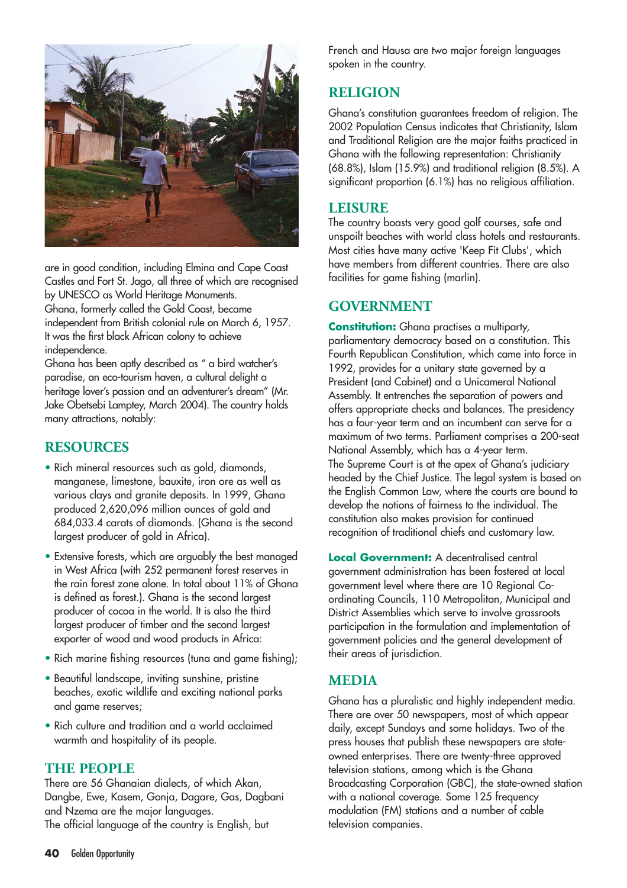are in good condition, including Elmina and Cape Coast Castles and Fort St. Jago, all three of which are recognised by UNESCO as World Heritage Monuments.

Ghana, formerly called the Gold Coast, became independent from British colonial rule on March 6, 1957. It was the first black African colony to achieve independence.

Ghana has been aptly described as " a bird watcher's paradise, an eco-tourism haven, a cultural delight a heritage lover's passion and an adventurer's dream" (Mr. Jake Obetsebi Lamptey, March 2004). The country holds many attractions, notably:

## RESOURCES

- Rich mineral resources such as gold, diamonds, manganese, limestone, bauxite, iron ore as well as various clays and granite deposits. In 1999, Ghana produced 2,620,096 million ounces of gold and 684,033.4 carats of diamonds. (Ghana is the second largest producer of gold in Africa).
- Extensive forests, which are arguably the best managed in West Africa (with 252 permanent forest reserves in the rain forest zone alone. In total about 11% of Ghana is defined as forest.). Ghana is the second largest producer of cocoa in the world. It is also the third largest producer of timber and the second largest exporter of wood and wood products in Africa:
- Rich marine fishing resources (tuna and game fishing);
- Beautiful landscape, inviting sunshine, pristine beaches, exotic wildlife and exciting national parks and game reserves;
- Rich culture and tradition and a world acclaimed warmth and hospitality of its people.

## THE PEOPLE

There are 56 Ghanaian dialects, of which Akan, Dangbe, Ewe, Kasem, Gonja, Dagare, Gas, Dagbani and Nzema are the major languages.

The official language of the country is English, but French and Hausa are two major foreign languages spoken in the country.

## RELIGION

Ghana's constitution guarantees freedom of religion. The 2002 Population Census indicates that Christianity, Islam and Traditional Religion are the major faiths practiced in Ghana with the following representation: Christianity (68.8%), Islam (15.9%) and traditional religion (8.5%). A significant proportion (6.1%) has no religious affiliation.

## LEISURE

The country boasts very good golf courses, safe and unspoilt beaches with world class hotels and restaurants. Most cities have many active 'Keep Fit Clubs', which have members from different countries. There are also facilities for game fishing (marlin).

## GOVERNMENT

**Constitution:** Ghana practises a multiparty, parliamentary democracy based on a constitution. This Fourth Republican Constitution, which came into force in 1992, provides for a unitary state governed by a President (and Cabinet) and a Unicameral National Assembly. It entrenches the separation of powers and offers appropriate checks and balances. The presidency has a four-year term and an incumbent can serve for a maximum of two terms. Parliament comprises a 200-seat National Assembly, which has a 4-year term.

The Supreme Court is at the apex of Ghana's judiciary headed by the Chief Justice. The legal system is based on the English Common Law, where the courts are bound to develop the notions of fairness to the individual. The constitution also makes provision for continued recognition of traditional chiefs and customary law.

**Local Government:** A decentralised central government administration has been fostered at local government level where there are 10 Regional Co-ordinating Councils, 110 Metropolitan, Municipal and District Assemblies which serve to involve grassroots participation in the formulation and implementation of government policies and the general development of their areas of jurisdiction.

## MEDIA

Ghana has a pluralistic and highly independent media. There are over 50 newspapers, most of which appear daily, except Sundays and some holidays. Two of the press houses that publish these newspapers are state-owned enterprises. There are twenty-three approved television stations, among which is the Ghana Broadcasting Corporation (GBC), the state-owned station with a national coverage. Some 125 frequency modulation (FM) stations and a number of cable television companies.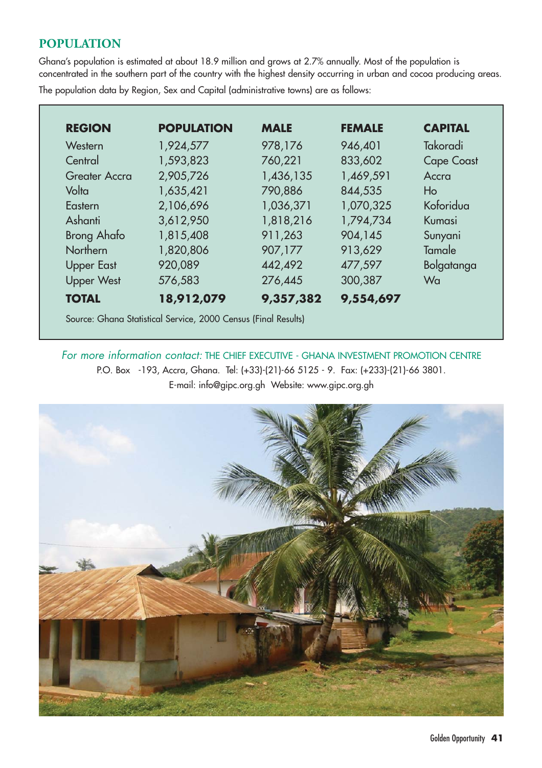## POPULATION

Ghana's population is estimated at about 18.9 million and grows at 2.7% annually. Most of the population is concentrated in the southern part of the country with the highest density occurring in urban and cocoa producing areas.

The population data by Region, Sex and Capital (administrative towns) are as follows:

| REGION | POPULATION | MALE | FEMALE | CAPITAL |
|---|---|---|---|---|
| Western | 1,924,577 | 978,176 | 946,401 | Takoradi |
| Central | 1,593,823 | 760,221 | 833,602 | Cape Coast |
| Greater Accra | 2,905,726 | 1,436,135 | 1,469,591 | Accra |
| Volta | 1,635,421 | 790,886 | 844,535 | Ho |
| Eastern | 2,106,696 | 1,036,371 | 1,070,325 | Koforidua |
| Ashanti | 3,612,950 | 1,818,216 | 1,794,734 | Kumasi |
| Brong Ahafo | 1,815,408 | 911,263 | 904,145 | Sunyani |
| Northern | 1,820,806 | 907,177 | 913,629 | Tamale |
| Upper East | 920,089 | 442,492 | 477,597 | Bolgatanga |
| Upper West | 576,583 | 276,445 | 300,387 | Wa |
| **TOTAL** | **18,912,079** | **9,357,382** | **9,554,697** | |

Source: Ghana Statistical Service, 2000 Census (Final Results)

*For more information contact:* THE CHIEF EXECUTIVE - GHANA INVESTMENT PROMOTION CENTRE
P.O. Box -193, Accra, Ghana. Tel: (+33)-(21)-66 5125 - 9. Fax: (+233)-(21)-66 3801.
E-mail: info@gipc.org.gh Website: www.gipc.org.gh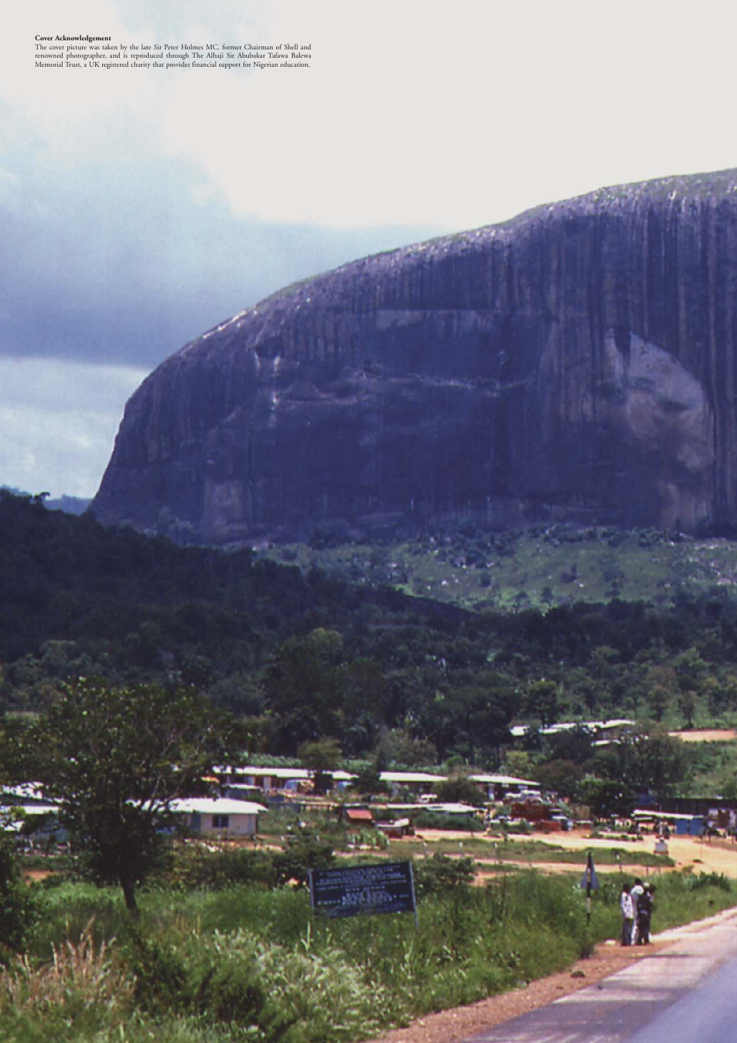**Cover Acknowledgement**

The cover picture was taken by the late Sir Peter Holmes MC, former Chairman of Shell and renowned photographer, and is reproduced through The Alhaji Sir Abubakar Tafawa Balewa Memorial Trust, a UK registered charity that provides financial support for Nigerian education.